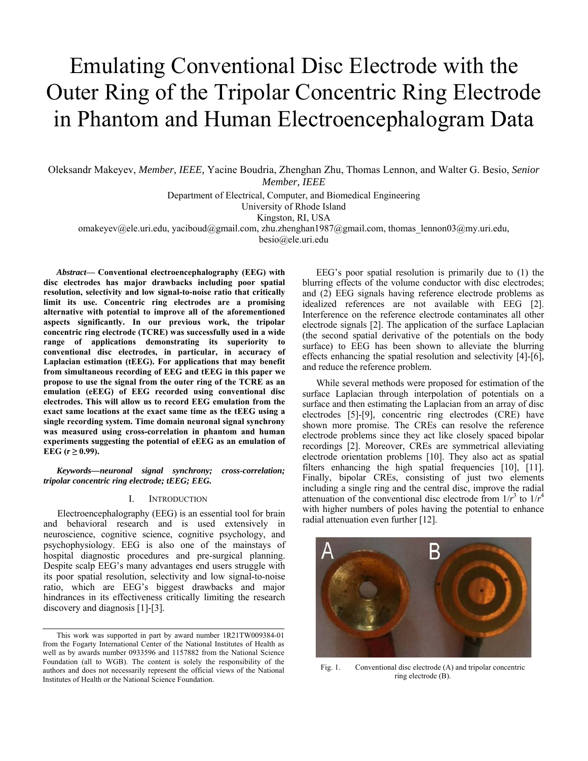# Emulating Conventional Disc Electrode with the Outer Ring of the Tripolar Concentric Ring Electrode in Phantom and Human Electroencephalogram Data

Oleksandr Makeyev, *Member, IEEE,* Yacine Boudria, Zhenghan Zhu, Thomas Lennon, and Walter G. Besio, *Senior Member, IEEE*

Department of Electrical, Computer, and Biomedical Engineering
University of Rhode Island
Kingston, RI, USA
omakeyev@ele.uri.edu, yaciboud@gmail.com, zhu.zhenghan1987@gmail.com, thomas_lennon03@my.uri.edu, besio@ele.uri.edu

***Abstract*— Conventional electroencephalography (EEG) with disc electrodes has major drawbacks including poor spatial resolution, selectivity and low signal-to-noise ratio that critically limit its use. Concentric ring electrodes are a promising alternative with potential to improve all of the aforementioned aspects significantly. In our previous work, the tripolar concentric ring electrode (TCRE) was successfully used in a wide range of applications demonstrating its superiority to conventional disc electrodes, in particular, in accuracy of Laplacian estimation (tEEG). For applications that may benefit from simultaneous recording of EEG and tEEG in this paper we propose to use the signal from the outer ring of the TCRE as an emulation (eEEG) of EEG recorded using conventional disc electrodes. This will allow us to record EEG emulation from the exact same locations at the exact same time as the tEEG using a single recording system. Time domain neuronal signal synchrony was measured using cross-correlation in phantom and human experiments suggesting the potential of eEEG as an emulation of EEG ($r \geq 0.99$).**

***Keywords—neuronal signal synchrony; cross-correlation; tripolar concentric ring electrode; tEEG; EEG.***

## I. Introduction

Electroencephalography (EEG) is an essential tool for brain and behavioral research and is used extensively in neuroscience, cognitive science, cognitive psychology, and psychophysiology. EEG is also one of the mainstays of hospital diagnostic procedures and pre-surgical planning. Despite scalp EEG's many advantages end users struggle with its poor spatial resolution, selectivity and low signal-to-noise ratio, which are EEG's biggest drawbacks and major hindrances in its effectiveness critically limiting the research discovery and diagnosis [1]-[3].

EEG's poor spatial resolution is primarily due to (1) the blurring effects of the volume conductor with disc electrodes; and (2) EEG signals having reference electrode problems as idealized references are not available with EEG [2]. Interference on the reference electrode contaminates all other electrode signals [2]. The application of the surface Laplacian (the second spatial derivative of the potentials on the body surface) to EEG has been shown to alleviate the blurring effects enhancing the spatial resolution and selectivity [4]-[6], and reduce the reference problem.

While several methods were proposed for estimation of the surface Laplacian through interpolation of potentials on a surface and then estimating the Laplacian from an array of disc electrodes [5]-[9], concentric ring electrodes (CRE) have shown more promise. The CREs can resolve the reference electrode problems since they act like closely spaced bipolar recordings [2]. Moreover, CREs are symmetrical alleviating electrode orientation problems [10]. They also act as spatial filters enhancing the high spatial frequencies [10], [11]. Finally, bipolar CREs, consisting of just two elements including a single ring and the central disc, improve the radial attenuation of the conventional disc electrode from $1/r^3$ to $1/r^4$ with higher numbers of poles having the potential to enhance radial attenuation even further [12].

Fig. 1. Conventional disc electrode (A) and tripolar concentric ring electrode (B).

This work was supported in part by award number 1R21TW009384-01 from the Fogarty International Center of the National Institutes of Health as well as by awards number 0933596 and 1157882 from the National Science Foundation (all to WGB). The content is solely the responsibility of the authors and does not necessarily represent the official views of the National Institutes of Health or the National Science Foundation.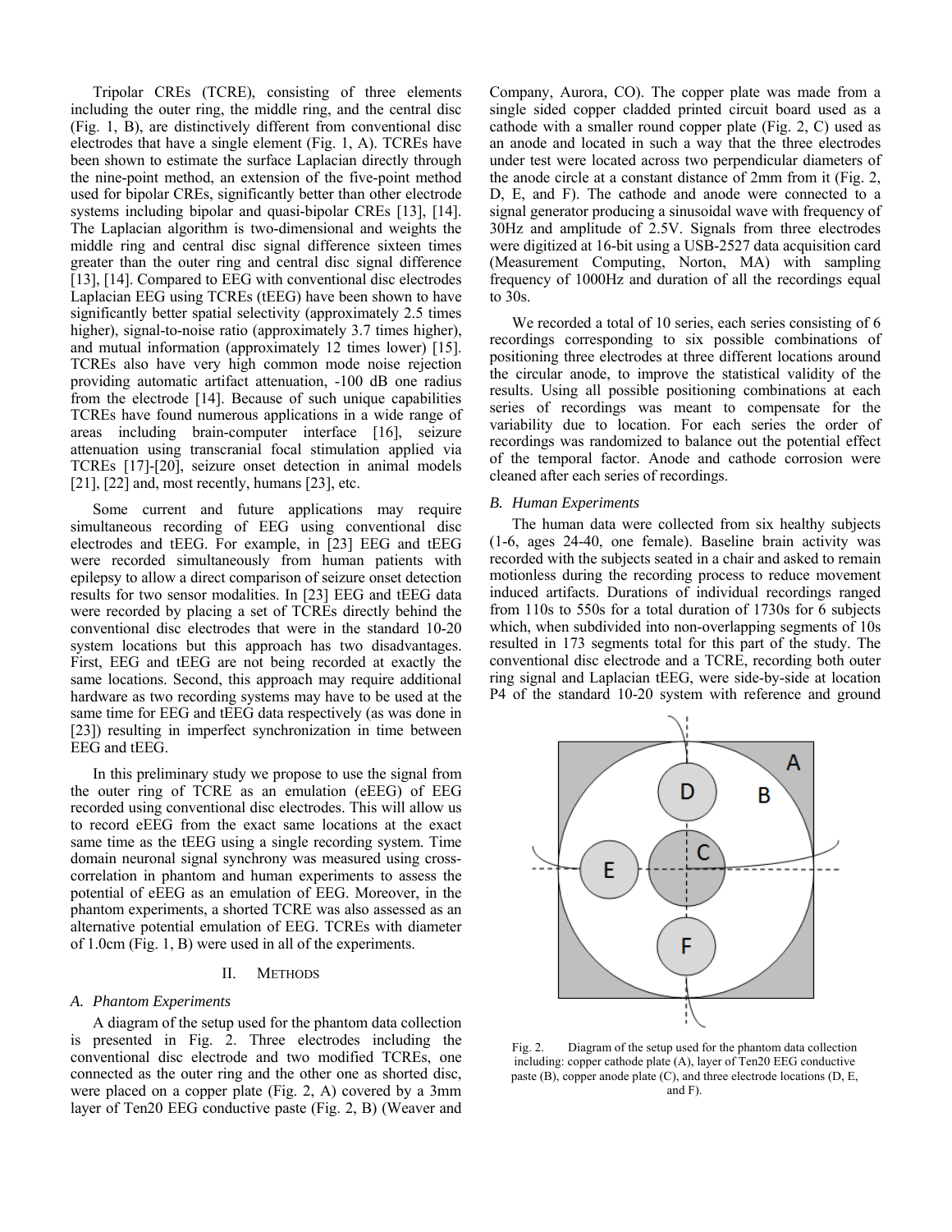Tripolar CREs (TCRE), consisting of three elements including the outer ring, the middle ring, and the central disc (Fig. 1, B), are distinctively different from conventional disc electrodes that have a single element (Fig. 1, A). TCREs have been shown to estimate the surface Laplacian directly through the nine-point method, an extension of the five-point method used for bipolar CREs, significantly better than other electrode systems including bipolar and quasi-bipolar CREs [13], [14]. The Laplacian algorithm is two-dimensional and weights the middle ring and central disc signal difference sixteen times greater than the outer ring and central disc signal difference [13], [14]. Compared to EEG with conventional disc electrodes Laplacian EEG using TCREs (tEEG) have been shown to have significantly better spatial selectivity (approximately 2.5 times higher), signal-to-noise ratio (approximately 3.7 times higher), and mutual information (approximately 12 times lower) [15]. TCREs also have very high common mode noise rejection providing automatic artifact attenuation, -100 dB one radius from the electrode [14]. Because of such unique capabilities TCREs have found numerous applications in a wide range of areas including brain-computer interface [16], seizure attenuation using transcranial focal stimulation applied via TCREs [17]-[20], seizure onset detection in animal models [21], [22] and, most recently, humans [23], etc.

Some current and future applications may require simultaneous recording of EEG using conventional disc electrodes and tEEG. For example, in [23] EEG and tEEG were recorded simultaneously from human patients with epilepsy to allow a direct comparison of seizure onset detection results for two sensor modalities. In [23] EEG and tEEG data were recorded by placing a set of TCREs directly behind the conventional disc electrodes that were in the standard 10-20 system locations but this approach has two disadvantages. First, EEG and tEEG are not being recorded at exactly the same locations. Second, this approach may require additional hardware as two recording systems may have to be used at the same time for EEG and tEEG data respectively (as was done in [23]) resulting in imperfect synchronization in time between EEG and tEEG.

In this preliminary study we propose to use the signal from the outer ring of TCRE as an emulation (eEEG) of EEG recorded using conventional disc electrodes. This will allow us to record eEEG from the exact same locations at the exact same time as the tEEG using a single recording system. Time domain neuronal signal synchrony was measured using cross-correlation in phantom and human experiments to assess the potential of eEEG as an emulation of EEG. Moreover, in the phantom experiments, a shorted TCRE was also assessed as an alternative potential emulation of EEG. TCREs with diameter of 1.0cm (Fig. 1, B) were used in all of the experiments.

## II. Methods

### A. Phantom Experiments

A diagram of the setup used for the phantom data collection is presented in Fig. 2. Three electrodes including the conventional disc electrode and two modified TCREs, one connected as the outer ring and the other one as shorted disc, were placed on a copper plate (Fig. 2, A) covered by a 3mm layer of Ten20 EEG conductive paste (Fig. 2, B) (Weaver and Company, Aurora, CO). The copper plate was made from a single sided copper cladded printed circuit board used as a cathode with a smaller round copper plate (Fig. 2, C) used as an anode and located in such a way that the three electrodes under test were located across two perpendicular diameters of the anode circle at a constant distance of 2mm from it (Fig. 2, D, E, and F). The cathode and anode were connected to a signal generator producing a sinusoidal wave with frequency of 30Hz and amplitude of 2.5V. Signals from three electrodes were digitized at 16-bit using a USB-2527 data acquisition card (Measurement Computing, Norton, MA) with sampling frequency of 1000Hz and duration of all the recordings equal to 30s.

We recorded a total of 10 series, each series consisting of 6 recordings corresponding to six possible combinations of positioning three electrodes at three different locations around the circular anode, to improve the statistical validity of the results. Using all possible positioning combinations at each series of recordings was meant to compensate for the variability due to location. For each series the order of recordings was randomized to balance out the potential effect of the temporal factor. Anode and cathode corrosion were cleaned after each series of recordings.

### B. Human Experiments

The human data were collected from six healthy subjects (1-6, ages 24-40, one female). Baseline brain activity was recorded with the subjects seated in a chair and asked to remain motionless during the recording process to reduce movement induced artifacts. Durations of individual recordings ranged from 110s to 550s for a total duration of 1730s for 6 subjects which, when subdivided into non-overlapping segments of 10s resulted in 173 segments total for this part of the study. The conventional disc electrode and a TCRE, recording both outer ring signal and Laplacian tEEG, were side-by-side at location P4 of the standard 10-20 system with reference and ground

Fig. 2. Diagram of the setup used for the phantom data collection including: copper cathode plate (A), layer of Ten20 EEG conductive paste (B), copper anode plate (C), and three electrode locations (D, E, and F).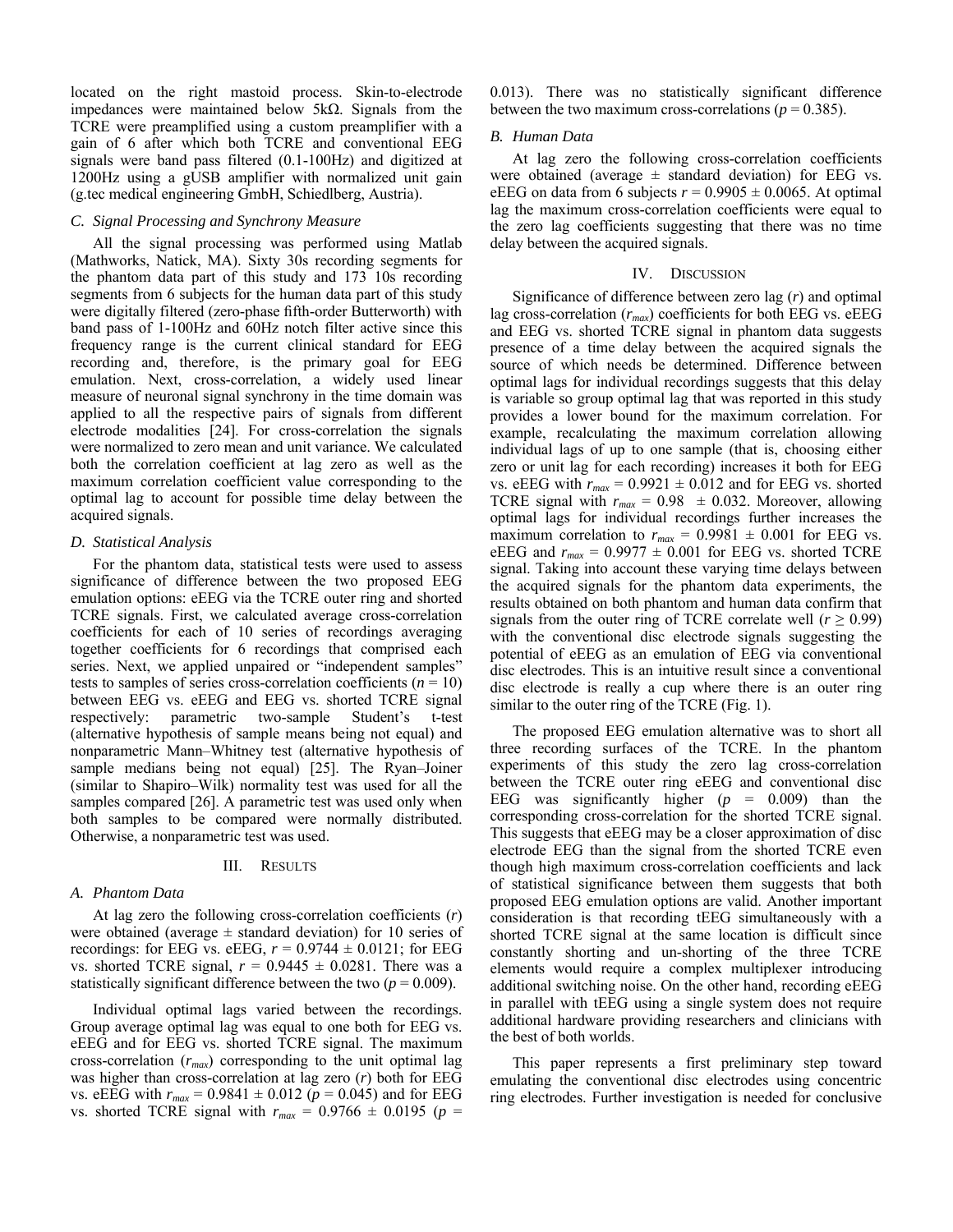located on the right mastoid process. Skin-to-electrode impedances were maintained below 5kΩ. Signals from the TCRE were preamplified using a custom preamplifier with a gain of 6 after which both TCRE and conventional EEG signals were band pass filtered (0.1-100Hz) and digitized at 1200Hz using a gUSB amplifier with normalized unit gain (g.tec medical engineering GmbH, Schiedlberg, Austria).

### C. Signal Processing and Synchrony Measure

All the signal processing was performed using Matlab (Mathworks, Natick, MA). Sixty 30s recording segments for the phantom data part of this study and 173 10s recording segments from 6 subjects for the human data part of this study were digitally filtered (zero-phase fifth-order Butterworth) with band pass of 1-100Hz and 60Hz notch filter active since this frequency range is the current clinical standard for EEG recording and, therefore, is the primary goal for EEG emulation. Next, cross-correlation, a widely used linear measure of neuronal signal synchrony in the time domain was applied to all the respective pairs of signals from different electrode modalities [24]. For cross-correlation the signals were normalized to zero mean and unit variance. We calculated both the correlation coefficient at lag zero as well as the maximum correlation coefficient value corresponding to the optimal lag to account for possible time delay between the acquired signals.

### D. Statistical Analysis

For the phantom data, statistical tests were used to assess significance of difference between the two proposed EEG emulation options: eEEG via the TCRE outer ring and shorted TCRE signals. First, we calculated average cross-correlation coefficients for each of 10 series of recordings averaging together coefficients for 6 recordings that comprised each series. Next, we applied unpaired or "independent samples" tests to samples of series cross-correlation coefficients ($n = 10$) between EEG vs. eEEG and EEG vs. shorted TCRE signal respectively: parametric two-sample Student's t-test (alternative hypothesis of sample means being not equal) and nonparametric Mann–Whitney test (alternative hypothesis of sample medians being not equal) [25]. The Ryan–Joiner (similar to Shapiro–Wilk) normality test was used for all the samples compared [26]. A parametric test was used only when both samples to be compared were normally distributed. Otherwise, a nonparametric test was used.

## III. Results

### A. Phantom Data

At lag zero the following cross-correlation coefficients ($r$) were obtained (average ± standard deviation) for 10 series of recordings: for EEG vs. eEEG, $r = 0.9744 \pm 0.0121$; for EEG vs. shorted TCRE signal, $r = 0.9445 \pm 0.0281$. There was a statistically significant difference between the two ($p = 0.009$).

Individual optimal lags varied between the recordings. Group average optimal lag was equal to one both for EEG vs. eEEG and for EEG vs. shorted TCRE signal. The maximum cross-correlation ($r_{max}$) corresponding to the unit optimal lag was higher than cross-correlation at lag zero ($r$) both for EEG vs. eEEG with $r_{max} = 0.9841 \pm 0.012$ ($p = 0.045$) and for EEG vs. shorted TCRE signal with $r_{max} = 0.9766 \pm 0.0195$ ($p = 0.013$). There was no statistically significant difference between the two maximum cross-correlations ($p = 0.385$).

### B. Human Data

At lag zero the following cross-correlation coefficients were obtained (average ± standard deviation) for EEG vs. eEEG on data from 6 subjects $r = 0.9905 \pm 0.0065$. At optimal lag the maximum cross-correlation coefficients were equal to the zero lag coefficients suggesting that there was no time delay between the acquired signals.

## IV. Discussion

Significance of difference between zero lag ($r$) and optimal lag cross-correlation ($r_{max}$) coefficients for both EEG vs. eEEG and EEG vs. shorted TCRE signal in phantom data suggests presence of a time delay between the acquired signals the source of which needs be determined. Difference between optimal lags for individual recordings suggests that this delay is variable so group optimal lag that was reported in this study provides a lower bound for the maximum correlation. For example, recalculating the maximum correlation allowing individual lags of up to one sample (that is, choosing either zero or unit lag for each recording) increases it both for EEG vs. eEEG with $r_{max} = 0.9921 \pm 0.012$ and for EEG vs. shorted TCRE signal with $r_{max} = 0.98 \pm 0.032$. Moreover, allowing optimal lags for individual recordings further increases the maximum correlation to $r_{max} = 0.9981 \pm 0.001$ for EEG vs. eEEG and $r_{max} = 0.9977 \pm 0.001$ for EEG vs. shorted TCRE signal. Taking into account these varying time delays between the acquired signals for the phantom data experiments, the results obtained on both phantom and human data confirm that signals from the outer ring of TCRE correlate well ($r \geq 0.99$) with the conventional disc electrode signals suggesting the potential of eEEG as an emulation of EEG via conventional disc electrodes. This is an intuitive result since a conventional disc electrode is really a cup where there is an outer ring similar to the outer ring of the TCRE (Fig. 1).

The proposed EEG emulation alternative was to short all three recording surfaces of the TCRE. In the phantom experiments of this study the zero lag cross-correlation between the TCRE outer ring eEEG and conventional disc EEG was significantly higher ($p = 0.009$) than the corresponding cross-correlation for the shorted TCRE signal. This suggests that eEEG may be a closer approximation of disc electrode EEG than the signal from the shorted TCRE even though high maximum cross-correlation coefficients and lack of statistical significance between them suggests that both proposed EEG emulation options are valid. Another important consideration is that recording tEEG simultaneously with a shorted TCRE signal at the same location is difficult since constantly shorting and un-shorting of the three TCRE elements would require a complex multiplexer introducing additional switching noise. On the other hand, recording eEEG in parallel with tEEG using a single system does not require additional hardware providing researchers and clinicians with the best of both worlds.

This paper represents a first preliminary step toward emulating the conventional disc electrodes using concentric ring electrodes. Further investigation is needed for conclusive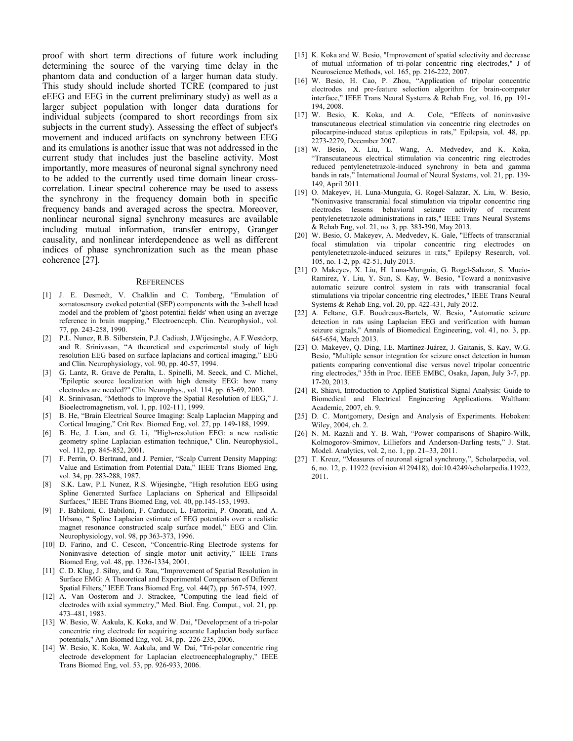proof with short term directions of future work including determining the source of the varying time delay in the phantom data and conduction of a larger human data study. This study should include shorted TCRE (compared to just eEEG and EEG in the current preliminary study) as well as a larger subject population with longer data durations for individual subjects (compared to short recordings from six subjects in the current study). Assessing the effect of subject's movement and induced artifacts on synchrony between EEG and its emulations is another issue that was not addressed in the current study that includes just the baseline activity. Most importantly, more measures of neuronal signal synchrony need to be added to the currently used time domain linear cross-correlation. Linear spectral coherence may be used to assess the synchrony in the frequency domain both in specific frequency bands and averaged across the spectra. Moreover, nonlinear neuronal signal synchrony measures are available including mutual information, transfer entropy, Granger causality, and nonlinear interdependence as well as different indices of phase synchronization such as the mean phase coherence [27].

## References

[1] J. E. Desmedt, V. Chalklin and C. Tomberg, "Emulation of somatosensory evoked potential (SEP) components with the 3-shell head model and the problem of 'ghost potential fields' when using an average reference in brain mapping," Electroenceph. Clin. Neurophysiol., vol. 77, pp. 243-258, 1990.

[2] P.L. Nunez, R.B. Silberstein, P.J. Cadiush, J.Wijesinghe, A.F.Westdorp, and R. Srinivasan, "A theoretical and experimental study of high resolution EEG based on surface laplacians and cortical imaging," EEG and Clin. Neurophysiology, vol. 90, pp. 40-57, 1994.

[3] G. Lantz, R. Grave de Peralta, L. Spinelli, M. Seeck, and C. Michel, "Epileptic source localization with high density EEG: how many electrodes are needed?" Clin. Neurophys., vol. 114, pp. 63-69, 2003.

[4] R. Srinivasan, "Methods to Improve the Spatial Resolution of EEG," J. Bioelectromagnetism, vol. 1, pp. 102-111, 1999.

[5] B. He, "Brain Electrical Source Imaging: Scalp Laplacian Mapping and Cortical Imaging," Crit Rev. Biomed Eng, vol. 27, pp. 149-188, 1999.

[6] B. He, J. Lian, and G. Li, "High-resolution EEG: a new realistic geometry spline Laplacian estimation technique," Clin. Neurophysiol., vol. 112, pp. 845-852, 2001.

[7] F. Perrin, O. Bertrand, and J. Pernier, "Scalp Current Density Mapping: Value and Estimation from Potential Data," IEEE Trans Biomed Eng, vol. 34, pp. 283-288, 1987.

[8] S.K. Law, P.L Nunez, R.S. Wijesinghe, "High resolution EEG using Spline Generated Surface Laplacians on Spherical and Ellipsoidal Surfaces," IEEE Trans Biomed Eng, vol. 40, pp.145-153, 1993.

[9] F. Babiloni, C. Babiloni, F. Carducci, L. Fattorini, P. Onorati, and A. Urbano, " Spline Laplacian estimate of EEG potentials over a realistic magnet resonance constructed scalp surface model," EEG and Clin. Neurophysiology, vol. 98, pp 363-373, 1996.

[10] D. Farino, and C. Cescon, "Concentric-Ring Electrode systems for Noninvasive detection of single motor unit activity," IEEE Trans Biomed Eng, vol. 48, pp. 1326-1334, 2001.

[11] C. D. Klug, J. Silny, and G. Rau, "Improvement of Spatial Resolution in Surface EMG: A Theoretical and Experimental Comparison of Different Spatial Filters," IEEE Trans Biomed Eng, vol. 44(7), pp. 567-574, 1997.

[12] A. Van Oosterom and J. Strackee, "Computing the lead field of electrodes with axial symmetry," Med. Biol. Eng. Comput., vol. 21, pp. 473–481, 1983.

[13] W. Besio, W. Aakula, K. Koka, and W. Dai, "Development of a tri-polar concentric ring electrode for acquiring accurate Laplacian body surface potentials," Ann Biomed Eng, vol. 34, pp. 226-235, 2006.

[14] W. Besio, K. Koka, W. Aakula, and W. Dai, "Tri-polar concentric ring electrode development for Laplacian electroencephalography," IEEE Trans Biomed Eng, vol. 53, pp. 926-933, 2006.

[15] K. Koka and W. Besio, "Improvement of spatial selectivity and decrease of mutual information of tri-polar concentric ring electrodes," J of Neuroscience Methods, vol. 165, pp. 216-222, 2007.

[16] W. Besio, H. Cao, P. Zhou, "Application of tripolar concentric electrodes and pre-feature selection algorithm for brain-computer interface," IEEE Trans Neural Systems & Rehab Eng, vol. 16, pp. 191-194, 2008.

[17] W. Besio, K. Koka, and A. Cole, "Effects of noninvasive transcutaneous electrical stimulation via concentric ring electrodes on pilocarpine-induced status epilepticus in rats," Epilepsia, vol. 48, pp. 2273-2279, December 2007.

[18] W. Besio, X. Liu, L. Wang, A. Medvedev, and K. Koka, "Transcutaneous electrical stimulation via concentric ring electrodes reduced pentylenetetrazole-induced synchrony in beta and gamma bands in rats," International Journal of Neural Systems, vol. 21, pp. 139-149, April 2011.

[19] O. Makeyev, H. Luna-Munguía, G. Rogel-Salazar, X. Liu, W. Besio, "Noninvasive transcranial focal stimulation via tripolar concentric ring electrodes lessens behavioral seizure activity of recurrent pentylenetetrazole administrations in rats," IEEE Trans Neural Systems & Rehab Eng, vol. 21, no. 3, pp. 383-390, May 2013.

[20] W. Besio, O. Makeyev, A. Medvedev, K. Gale, "Effects of transcranial focal stimulation via tripolar concentric ring electrodes on pentylenetetrazole-induced seizures in rats," Epilepsy Research, vol. 105, no. 1-2, pp. 42-51, July 2013.

[21] O. Makeyev, X. Liu, H. Luna-Munguía, G. Rogel-Salazar, S. Mucio-Ramirez, Y. Liu, Y. Sun, S. Kay, W. Besio, "Toward a noninvasive automatic seizure control system in rats with transcranial focal stimulations via tripolar concentric ring electrodes," IEEE Trans Neural Systems & Rehab Eng, vol. 20, pp. 422-431, July 2012.

[22] A. Feltane, G.F. Boudreaux-Bartels, W. Besio, "Automatic seizure detection in rats using Laplacian EEG and verification with human seizure signals," Annals of Biomedical Engineering, vol. 41, no. 3, pp. 645-654, March 2013.

[23] O. Makeyev, Q. Ding, I.E. Martínez-Juárez, J. Gaitanis, S. Kay, W.G. Besio, "Multiple sensor integration for seizure onset detection in human patients comparing conventional disc versus novel tripolar concentric ring electrodes," 35th in Proc. IEEE EMBC, Osaka, Japan, July 3-7, pp. 17-20, 2013.

[24] R. Shiavi, Introduction to Applied Statistical Signal Analysis: Guide to Biomedical and Electrical Engineering Applications. Waltham: Academic, 2007, ch. 9.

[25] D. C. Montgomery, Design and Analysis of Experiments. Hoboken: Wiley, 2004, ch. 2.

[26] N. M. Razali and Y. B. Wah, "Power comparisons of Shapiro-Wilk, Kolmogorov-Smirnov, Lilliefors and Anderson-Darling tests," J. Stat. Model. Analytics, vol. 2, no. 1, pp. 21–33, 2011.

[27] T. Kreuz, "Measures of neuronal signal synchrony,", Scholarpedia, vol. 6, no. 12, p. 11922 (revision #129418), doi:10.4249/scholarpedia.11922, 2011.